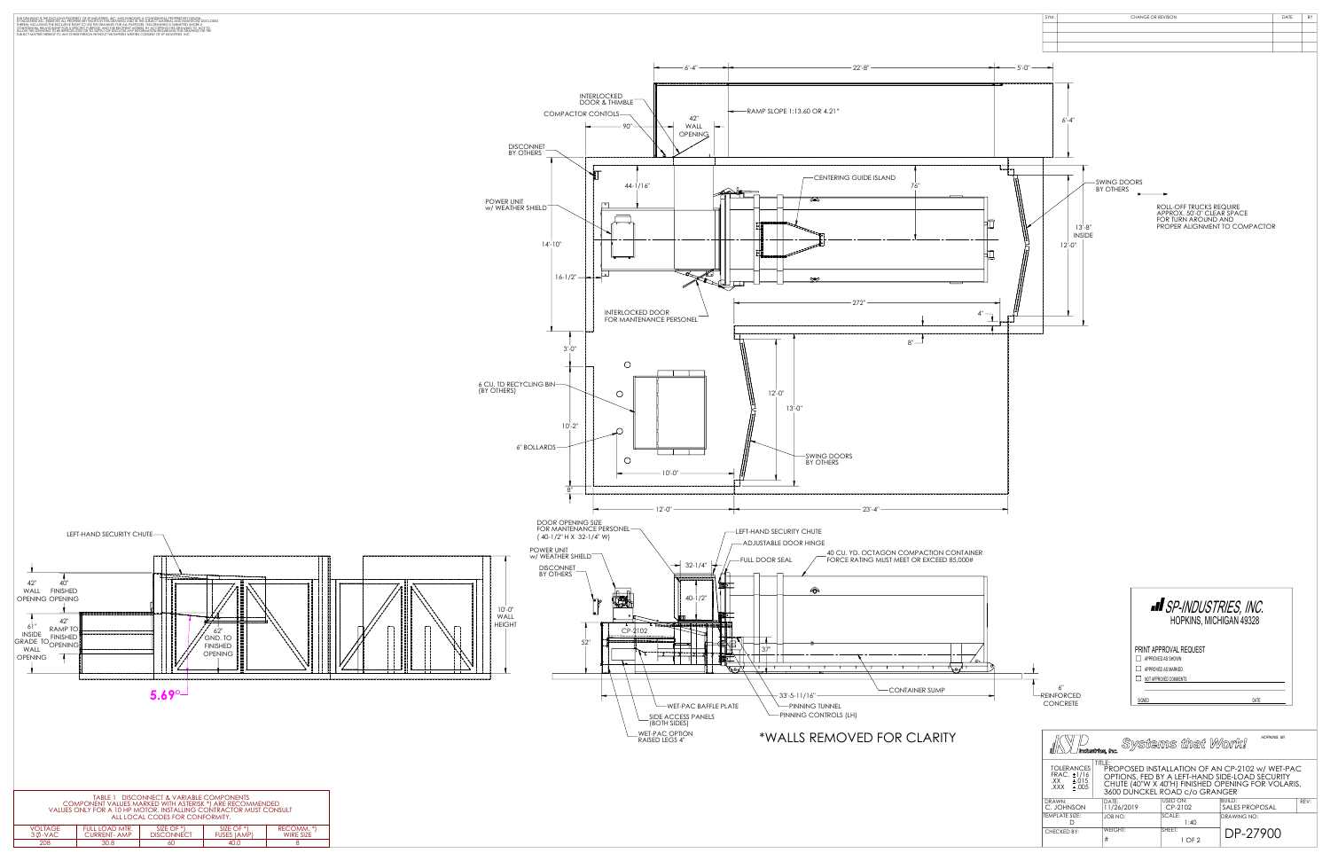THIS DRAWING IS THE EXCLUSIVE PROPERTY OF SP INDUSTRIES, INC. AND EMBODIES A CONFIDENTIAL PROPRIETARY DESIGN OF SP INDUSTRIES, INC. RESERVING ALL PROPRIETARY RIGHTS ON THIS DRAWING AND IN THE SUBJECT MATERIAL AND INVENTIONS DISCLOSED THEREIN, INCLUDING THE EXCLUSIVE RIGHT TO USE THIS DRAWING FOR ALL PURPOSES. THIS DRAWING IS SUBMITTED UNDER A CONFIDENTIAL RELATIONSHIP FOR A SPECIFIC PURPOSE, AND THE RECIPIENT AGREES, BY ACCEPTING THIS DRAWING TO, NOT TO ALLOW THIS DRAWING TO BE REPRODUCED OR TO SUPPLY OR DISCLOSE ANY INFORMATION REGARDING THIS DRAWING OR THE SUBJECT MATTER THEREOF TO ANY OTHER PERSON WITHOUT THE EXPRESS WRITTEN CONSENT OF SP INDUSTRIES, INC.

| SYM. | CHANGE OR REVISION | DATE | BY |
| --- | --- | --- | --- |
| | | | |

INTERLOCKED DOOR & THIMBLE

COMPACTOR CONTOLS

RAMP SLOPE 1:13.60 OR 4.21°

42" WALL OPENING

DISCONNET BY OTHERS

POWER UNIT w/ WEATHER SHIELD

CENTERING GUIDE ISLAND

SWING DOORS BY OTHERS

ROLL-OFF TRUCKS REQUIRE APPROX. 50'-0" CLEAR SPACE FOR TURN AROUND AND PROPER ALIGNMENT TO COMPACTOR

INTERLOCKED DOOR FOR MANTENANCE PERSONEL

6 CU. YD RECYCLING BIN (BY OTHERS)

6" BOLLARDS

SWING DOORS BY OTHERS

6'-4" · 22'-8" · 5'-0" · 90° · 44-1/16" · 76" · 6'-4" · 13'-8" INSIDE · 12'-0" · 14'-10" · 16-1/2" · 272" · 4" · 8" · 3'-0" · 12'-0" · 13'-0" · 10'-2" · 10'-0" · 8" · 12'-0" · 23'-4"

LEFT-HAND SECURITY CHUTE

42" WALL OPENING · 40" FINISHED OPENING · 42" RAMP TO FINISHED OPENING · 61" INSIDE GRADE TO WALL OPENING · 62" GND. TO FINISHED OPENING · 10'-0" WALL HEIGHT

5.69°

DOOR OPENING SIZE FOR MANTENANCE PERSONEL (40-1/2" H X 32-1/4" W)

POWER UNIT w/ WEATHER SHIELD

DISCONNET BY OTHERS

LEFT-HAND SECURITY CHUTE

ADJUSTABLE DOOR HINGE

FULL DOOR SEAL

40 CU. YD. OCTAGON COMPACTION CONTAINER FORCE RATING MUST MEET OR EXCEED 85,000#

32-1/4" · 40-1/2" · 52" · 37" · 33'-5-11/16"

CP-2102

WET-PAC BAFFLE PLATE

SIDE ACCESS PANELS (BOTH SIDES)

WET-PAC OPTION RAISED LEGS 4"

PINNING TUNNEL

PINNING CONTROLS (LH)

CONTAINER SUMP

6" REINFORCED CONCRETE

*WALLS REMOVED FOR CLARITY

TABLE 1 DISCONNECT & VARIABLE COMPONENTS
COMPONENT VALUES MARKED WITH ASTERISK *) ARE RECOMMENDED VALUES ONLY FOR A 10 HP MOTOR. INSTALLING CONTRACTOR MUST CONSULT ALL LOCAL CODES FOR CONFORMITY.

| VOLTAGE 3 Ø - VAC | FULL LOAD MTR. CURRENT- AMP | SIZE OF *) DISCONNECT | SIZE OF *) FUSES (AMP) | RECOMM. *) WIRE SIZE |
| --- | --- | --- | --- | --- |
| 208 | 30.8 | 60 | 40.0 | 8 |

**SP-INDUSTRIES, INC.**
HOPKINS, MICHIGAN 49328

PRINT APPROVAL REQUEST
- [ ] APPROVED AS SHOWN
- [ ] APPROVED AS MARKED
- [ ] NOT APPROVED COMMENTS

SIGNED ______ DATE ______

SP Industries, Inc. *Systems that Work!* HOPKINS, MI

TOLERANCES: FRAC. ±1/16; .XX ±.015; .XXX ±.005

TITLE: PROPOSED INSTALLATION OF AN CP-2102 w/ WET-PAC OPTIONS, FED BY A LEFT-HAND SIDE-LOAD SECURITY CHUTE (40"W X 40"H) FINISHED OPENING FOR VOLARIS, 3600 DUNCKEL ROAD c/o GRANGER

| DRAWN: C. JOHNSON | DATE: 11/26/2019 | USED ON: CP-2102 | BUILD: SALES PROPOSAL | REV: |
| --- | --- | --- | --- | --- |
| TEMPLATE SIZE: D | JOB NO.: | SCALE: 1:40 | DRAWING NO.: DP-27900 | |
| CHECKED BY: | WEIGHT: # | SHEET: 1 OF 2 | | |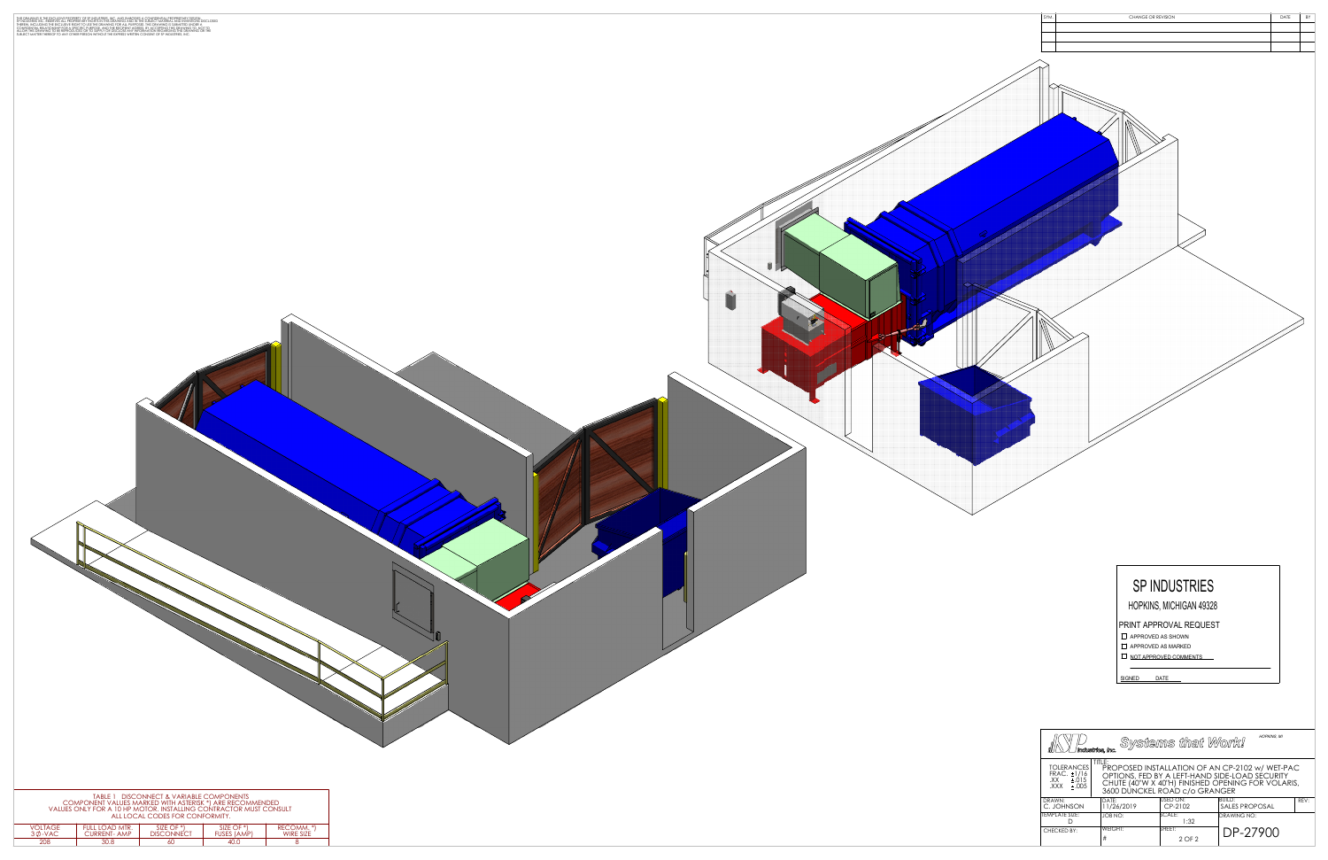THE DRAWING IS THE EXCLUSIVE PROPERTY OF SP INDUSTRIES, INC. AND EMBODIES A CONFIDENTIAL PROPRIETARY DESIGN OF SP INDUSTRIES, INC. THEREFORE, ALL PROPRIETARY RIGHTS IN THIS DRAWING AND IN THE SUBJECT MATTER AND INFORMATION DISCLOSED THEREIN, INCLUDING THE EXCLUSIVE RIGHT TO USE THIS DRAWING FOR ALL PURPOSES. THIS DRAWING IS SUBMITTED UNDER A CONFIDENTIAL RELATIONSHIP FOR A SPECIFIC PURPOSE, AND THE RECIPIENT AGREES, BY ACCEPTING THIS DRAWING, TO NOT TO ALLOW THIS DRAWING TO BE REPRODUCED OR TO SUPPLY OR DISCLOSE ANY INFORMATION REGARDING THIS DRAWING OR THE SUBJECT MATTER THEREOF TO ANY OTHER PERSON WITHOUT THE EXPRESS WRITTEN CONSENT OF SP INDUSTRIES, INC.

| SYM. | CHANGE OR REVISION | DATE | BY |
|---|---|---|---|
| | | | |
| | | | |
| | | | |

TABLE 1 DISCONNECT & VARIABLE COMPONENTS
COMPONENT VALUES MARKED WITH ASTERISK *) ARE RECOMMENDED VALUES ONLY FOR A 10 HP MOTOR. INSTALLING CONTRACTOR MUST CONSULT ALL LOCAL CODES FOR CONFORMITY.

| VOLTAGE 3 Ø - VAC | FULL LOAD MTR. CURRENT - AMP | SIZE OF *) DISCONNECT | SIZE OF *) FUSES (AMP) | RECOMM. *) WIRE SIZE |
|---|---|---|---|---|
| 208 | 30.8 | 60 | 40.0 | 8 |

## SP INDUSTRIES

HOPKINS, MICHIGAN 49328

PRINT APPROVAL REQUEST

- ☐ APPROVED AS SHOWN
- ☐ APPROVED AS MARKED
- ☐ NOT APPROVED COMMENTS

SIGNED _____ DATE _____

SP Industries, Inc. *Systems that Work!* HOPKINS, MI

| | | | | |
|---|---|---|---|---|
| TOLERANCES FRAC. ±1/16 .XX ±.015 .XXX ±.005 | TITLE: PROPOSED INSTALLATION OF AN CP-2102 w/ WET-PAC OPTIONS, FED BY A LEFT-HAND SIDE-LOAD SECURITY CHUTE (40"W X 40"H) FINISHED OPENING FOR VOLARIS, 3600 DUNCKEL ROAD c/o GRANGER | | | |
| DRAWN: C. JOHNSON | DATE: 11/26/2019 | USED ON: CP-2102 | BUILD: SALES PROPOSAL | REV: |
| TEMPLATE SIZE: D | JOB NO.: | SCALE: 1:32 | DRAWING NO.: | |
| CHECKED BY: | WEIGHT: # | SHEET: 2 OF 2 | DP-27900 | |